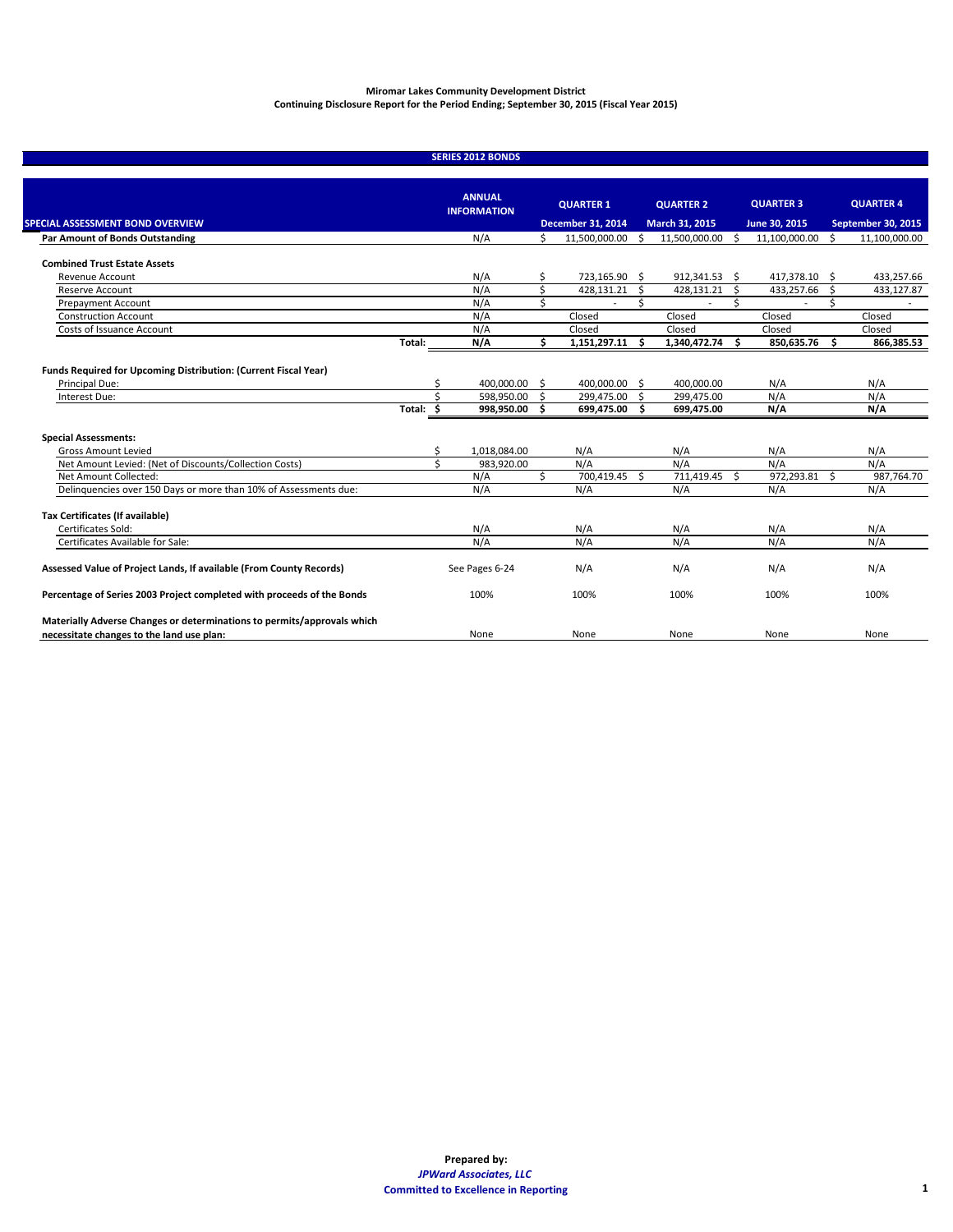**Miromar Lakes Community Development District**
**Continuing Disclosure Report for the Period Ending; September 30, 2015 (Fiscal Year 2015)**

## SERIES 2012 BONDS

| SPECIAL ASSESSMENT BOND OVERVIEW | | ANNUAL INFORMATION | QUARTER 1 December 31, 2014 | QUARTER 2 March 31, 2015 | QUARTER 3 June 30, 2015 | QUARTER 4 September 30, 2015 |
|---|---|---|---|---|---|---|
| **Par Amount of Bonds Outstanding** | | N/A | $ 11,500,000.00 | $ 11,500,000.00 | $ 11,100,000.00 | $ 11,100,000.00 |
| **Combined Trust Estate Assets** | | | | | | |
| Revenue Account | | N/A | $ 723,165.90 | $ 912,341.53 | $ 417,378.10 | $ 433,257.66 |
| Reserve Account | | N/A | $ 428,131.21 | $ 428,131.21 | $ 433,257.66 | $ 433,127.87 |
| Prepayment Account | | N/A | $ - | $ - | $ - | $ - |
| Construction Account | | N/A | Closed | Closed | Closed | Closed |
| Costs of Issuance Account | | N/A | Closed | Closed | Closed | Closed |
| | **Total:** | **N/A** | **$ 1,151,297.11** | **$ 1,340,472.74** | **$ 850,635.76** | **$ 866,385.53** |
| **Funds Required for Upcoming Distribution: (Current Fiscal Year)** | | | | | | |
| Principal Due: | | $ 400,000.00 | $ 400,000.00 | $ 400,000.00 | N/A | N/A |
| Interest Due: | | $ 598,950.00 | $ 299,475.00 | $ 299,475.00 | N/A | N/A |
| | **Total:** | **$ 998,950.00** | **$ 699,475.00** | **$ 699,475.00** | **N/A** | **N/A** |
| **Special Assessments:** | | | | | | |
| Gross Amount Levied | | $ 1,018,084.00 | N/A | N/A | N/A | N/A |
| Net Amount Levied: (Net of Discounts/Collection Costs) | | $ 983,920.00 | N/A | N/A | N/A | N/A |
| Net Amount Collected: | | N/A | $ 700,419.45 | $ 711,419.45 | $ 972,293.81 | $ 987,764.70 |
| Delinquencies over 150 Days or more than 10% of Assessments due: | | N/A | N/A | N/A | N/A | N/A |
| **Tax Certificates (If available)** | | | | | | |
| Certificates Sold: | | N/A | N/A | N/A | N/A | N/A |
| Certificates Available for Sale: | | N/A | N/A | N/A | N/A | N/A |
| **Assessed Value of Project Lands, If available (From County Records)** | | See Pages 6-24 | N/A | N/A | N/A | N/A |
| **Percentage of Series 2003 Project completed with proceeds of the Bonds** | | 100% | 100% | 100% | 100% | 100% |
| **Materially Adverse Changes or determinations to permits/approvals which necessitate changes to the land use plan:** | | None | None | None | None | None |

**Prepared by:**
***JPWard Associates, LLC***
**Committed to Excellence in Reporting**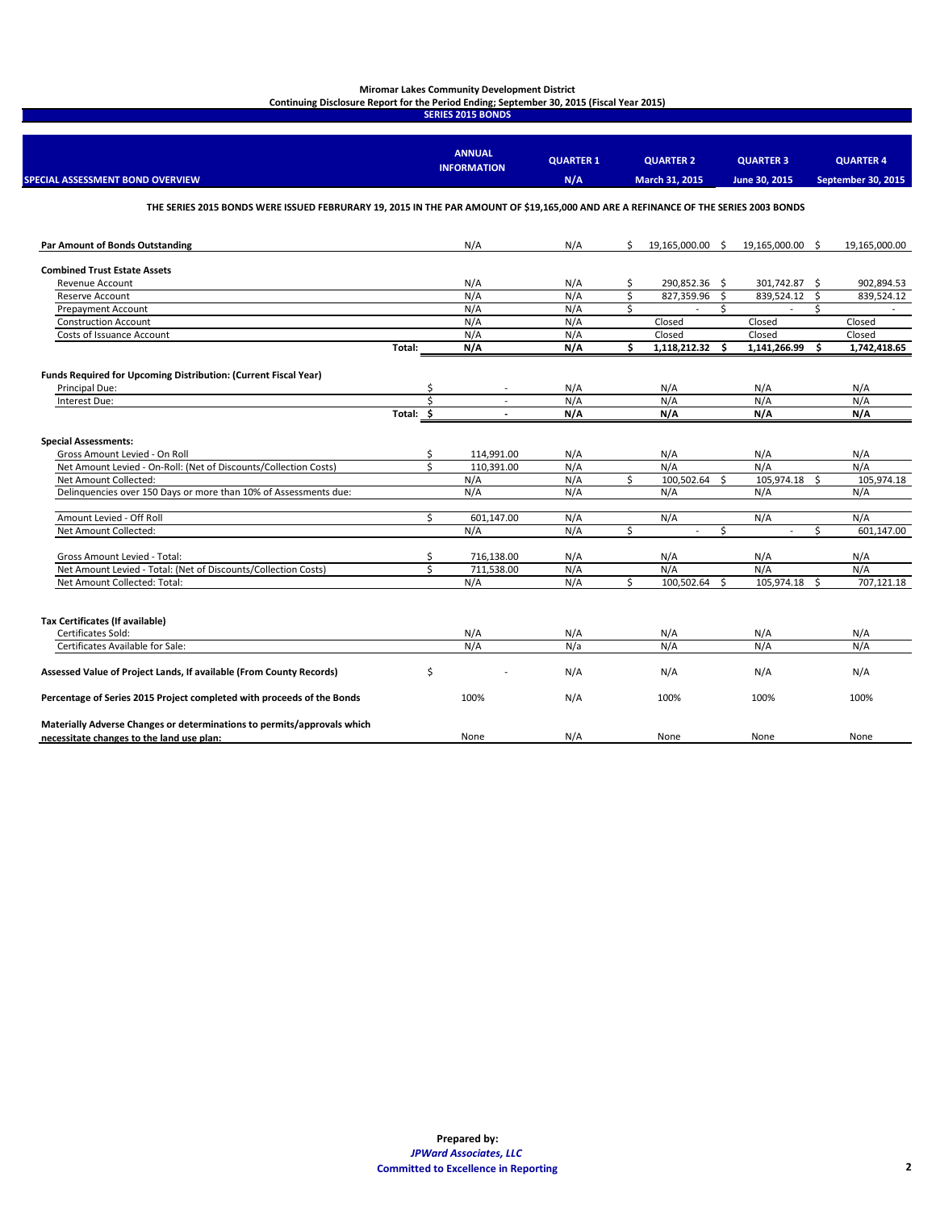**Miromar Lakes Community Development District**
**Continuing Disclosure Report for the Period Ending; September 30, 2015 (Fiscal Year 2015)**
**SERIES 2015 BONDS**

| SPECIAL ASSESSMENT BOND OVERVIEW | | ANNUAL INFORMATION | QUARTER 1 N/A | QUARTER 2 March 31, 2015 | QUARTER 3 June 30, 2015 | QUARTER 4 September 30, 2015 |
|---|---|---|---|---|---|---|

**THE SERIES 2015 BONDS WERE ISSUED FEBRURARY 19, 2015 IN THE PAR AMOUNT OF $19,165,000 AND ARE A REFINANCE OF THE SERIES 2003 BONDS**

| | | ANNUAL INFORMATION | QUARTER 1 | QUARTER 2 | QUARTER 3 | QUARTER 4 |
|---|---|---|---|---|---|---|
| **Par Amount of Bonds Outstanding** | | N/A | N/A | $ 19,165,000.00 | $ 19,165,000.00 | $ 19,165,000.00 |
| **Combined Trust Estate Assets** | | | | | | |
| Revenue Account | | N/A | N/A | $ 290,852.36 | $ 301,742.87 | $ 902,894.53 |
| Reserve Account | | N/A | N/A | $ 827,359.96 | $ 839,524.12 | $ 839,524.12 |
| Prepayment Account | | N/A | N/A | $ - | $ - | $ - |
| Construction Account | | N/A | N/A | Closed | Closed | Closed |
| Costs of Issuance Account | | N/A | N/A | Closed | Closed | Closed |
| | **Total:** | **N/A** | **N/A** | **$ 1,118,212.32** | **$ 1,141,266.99** | **$ 1,742,418.65** |
| **Funds Required for Upcoming Distribution: (Current Fiscal Year)** | | | | | | |
| Principal Due: | | $ - | N/A | N/A | N/A | N/A |
| Interest Due: | | $ - | N/A | N/A | N/A | N/A |
| | **Total:** | **$ -** | **N/A** | **N/A** | **N/A** | **N/A** |
| **Special Assessments:** | | | | | | |
| Gross Amount Levied - On Roll | | $ 114,991.00 | N/A | N/A | N/A | N/A |
| Net Amount Levied - On-Roll: (Net of Discounts/Collection Costs) | | $ 110,391.00 | N/A | N/A | N/A | N/A |
| Net Amount Collected: | | N/A | N/A | $ 100,502.64 | $ 105,974.18 | $ 105,974.18 |
| Delinquencies over 150 Days or more than 10% of Assessments due: | | N/A | N/A | N/A | N/A | N/A |
| Amount Levied - Off Roll | | $ 601,147.00 | N/A | N/A | N/A | N/A |
| Net Amount Collected: | | N/A | N/A | $ - | $ - | $ 601,147.00 |
| Gross Amount Levied - Total: | | $ 716,138.00 | N/A | N/A | N/A | N/A |
| Net Amount Levied - Total: (Net of Discounts/Collection Costs) | | $ 711,538.00 | N/A | N/A | N/A | N/A |
| Net Amount Collected: Total: | | N/A | N/A | $ 100,502.64 | $ 105,974.18 | $ 707,121.18 |
| **Tax Certificates (If available)** | | | | | | |
| Certificates Sold: | | N/A | N/A | N/A | N/A | N/A |
| Certificates Available for Sale: | | N/A | N/a | N/A | N/A | N/A |
| **Assessed Value of Project Lands, If available (From County Records)** | | $ - | N/A | N/A | N/A | N/A |
| **Percentage of Series 2015 Project completed with proceeds of the Bonds** | | 100% | N/A | 100% | 100% | 100% |
| **Materially Adverse Changes or determinations to permits/approvals which necessitate changes to the land use plan:** | | None | N/A | None | None | None |

**Prepared by:**
***JPWard Associates, LLC***
**Committed to Excellence in Reporting**